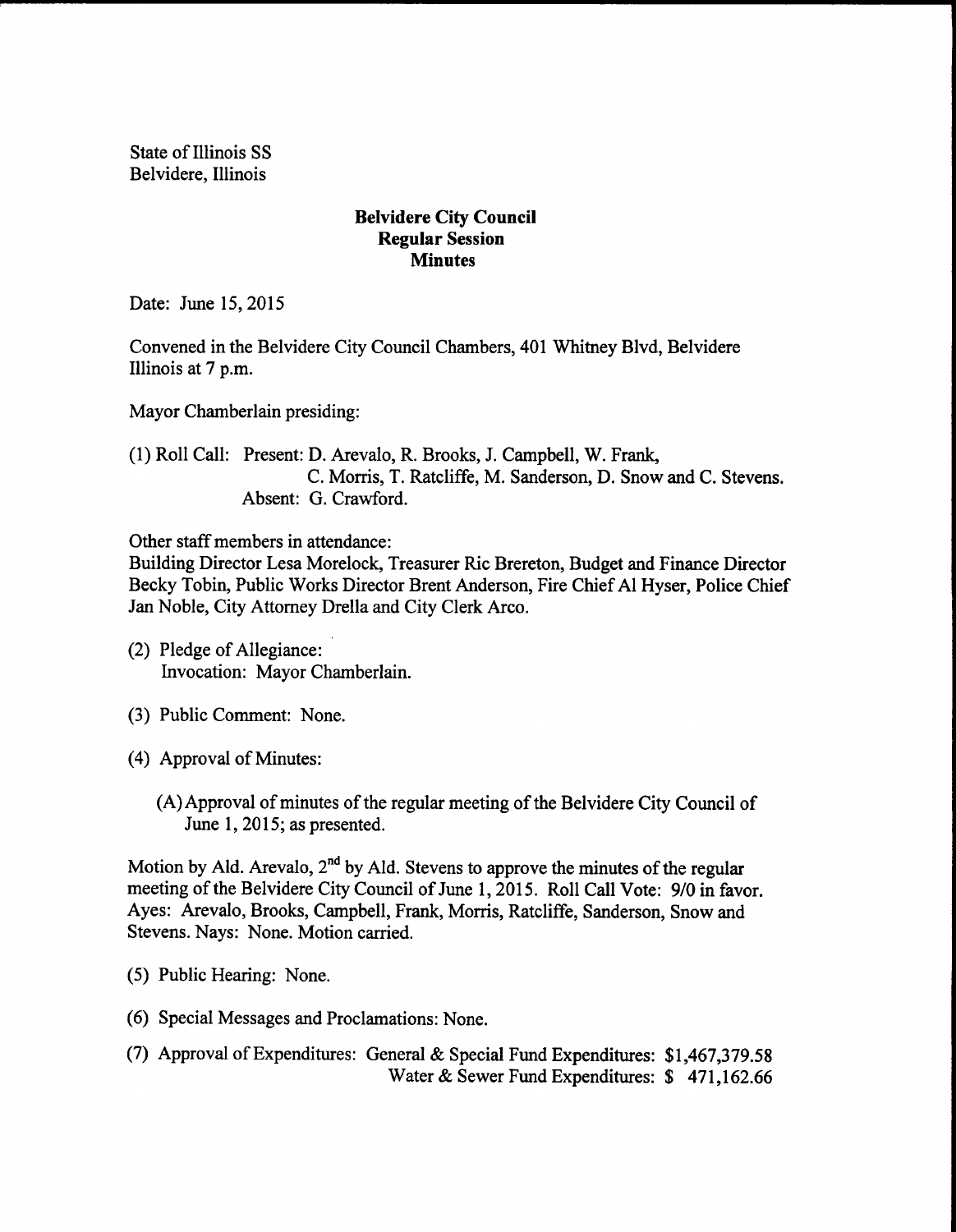State of Illinois SS
Belvidere, Illinois

**Belvidere City Council**
**Regular Session**
**Minutes**

Date: June 15, 2015

Convened in the Belvidere City Council Chambers, 401 Whitney Blvd, Belvidere Illinois at 7 p.m.

Mayor Chamberlain presiding:

(1) Roll Call: Present: D. Arevalo, R. Brooks, J. Campbell, W. Frank, C. Morris, T. Ratcliffe, M. Sanderson, D. Snow and C. Stevens.
Absent: G. Crawford.

Other staff members in attendance:
Building Director Lesa Morelock, Treasurer Ric Brereton, Budget and Finance Director Becky Tobin, Public Works Director Brent Anderson, Fire Chief Al Hyser, Police Chief Jan Noble, City Attorney Drella and City Clerk Arco.

(2) Pledge of Allegiance:
Invocation: Mayor Chamberlain.

(3) Public Comment: None.

(4) Approval of Minutes:

(A) Approval of minutes of the regular meeting of the Belvidere City Council of June 1, 2015; as presented.

Motion by Ald. Arevalo, 2nd by Ald. Stevens to approve the minutes of the regular meeting of the Belvidere City Council of June 1, 2015. Roll Call Vote: 9/0 in favor. Ayes: Arevalo, Brooks, Campbell, Frank, Morris, Ratcliffe, Sanderson, Snow and Stevens. Nays: None. Motion carried.

(5) Public Hearing: None.

(6) Special Messages and Proclamations: None.

(7) Approval of Expenditures: General & Special Fund Expenditures: $1,467,379.58
Water & Sewer Fund Expenditures: $ 471,162.66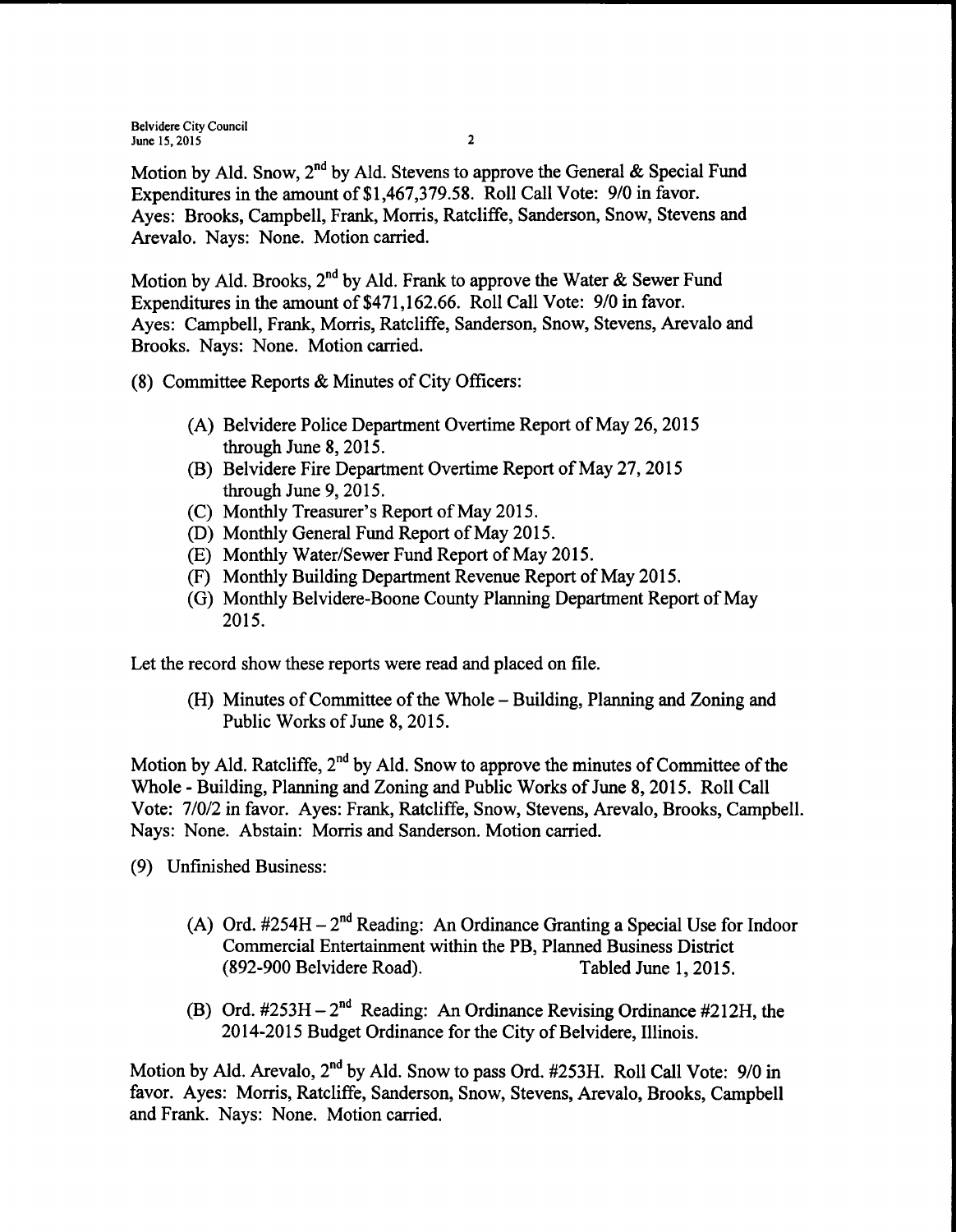Motion by Ald. Snow, 2nd by Ald. Stevens to approve the General & Special Fund Expenditures in the amount of $1,467,379.58. Roll Call Vote: 9/0 in favor. Ayes: Brooks, Campbell, Frank, Morris, Ratcliffe, Sanderson, Snow, Stevens and Arevalo. Nays: None. Motion carried.

Motion by Ald. Brooks, 2nd by Ald. Frank to approve the Water & Sewer Fund Expenditures in the amount of $471,162.66. Roll Call Vote: 9/0 in favor. Ayes: Campbell, Frank, Morris, Ratcliffe, Sanderson, Snow, Stevens, Arevalo and Brooks. Nays: None. Motion carried.

(8) Committee Reports & Minutes of City Officers:

(A) Belvidere Police Department Overtime Report of May 26, 2015 through June 8, 2015.
(B) Belvidere Fire Department Overtime Report of May 27, 2015 through June 9, 2015.
(C) Monthly Treasurer's Report of May 2015.
(D) Monthly General Fund Report of May 2015.
(E) Monthly Water/Sewer Fund Report of May 2015.
(F) Monthly Building Department Revenue Report of May 2015.
(G) Monthly Belvidere-Boone County Planning Department Report of May 2015.

Let the record show these reports were read and placed on file.

(H) Minutes of Committee of the Whole – Building, Planning and Zoning and Public Works of June 8, 2015.

Motion by Ald. Ratcliffe, 2nd by Ald. Snow to approve the minutes of Committee of the Whole - Building, Planning and Zoning and Public Works of June 8, 2015. Roll Call Vote: 7/0/2 in favor. Ayes: Frank, Ratcliffe, Snow, Stevens, Arevalo, Brooks, Campbell. Nays: None. Abstain: Morris and Sanderson. Motion carried.

(9) Unfinished Business:

(A) Ord. #254H – 2nd Reading: An Ordinance Granting a Special Use for Indoor Commercial Entertainment within the PB, Planned Business District (892-900 Belvidere Road). Tabled June 1, 2015.

(B) Ord. #253H – 2nd Reading: An Ordinance Revising Ordinance #212H, the 2014-2015 Budget Ordinance for the City of Belvidere, Illinois.

Motion by Ald. Arevalo, 2nd by Ald. Snow to pass Ord. #253H. Roll Call Vote: 9/0 in favor. Ayes: Morris, Ratcliffe, Sanderson, Snow, Stevens, Arevalo, Brooks, Campbell and Frank. Nays: None. Motion carried.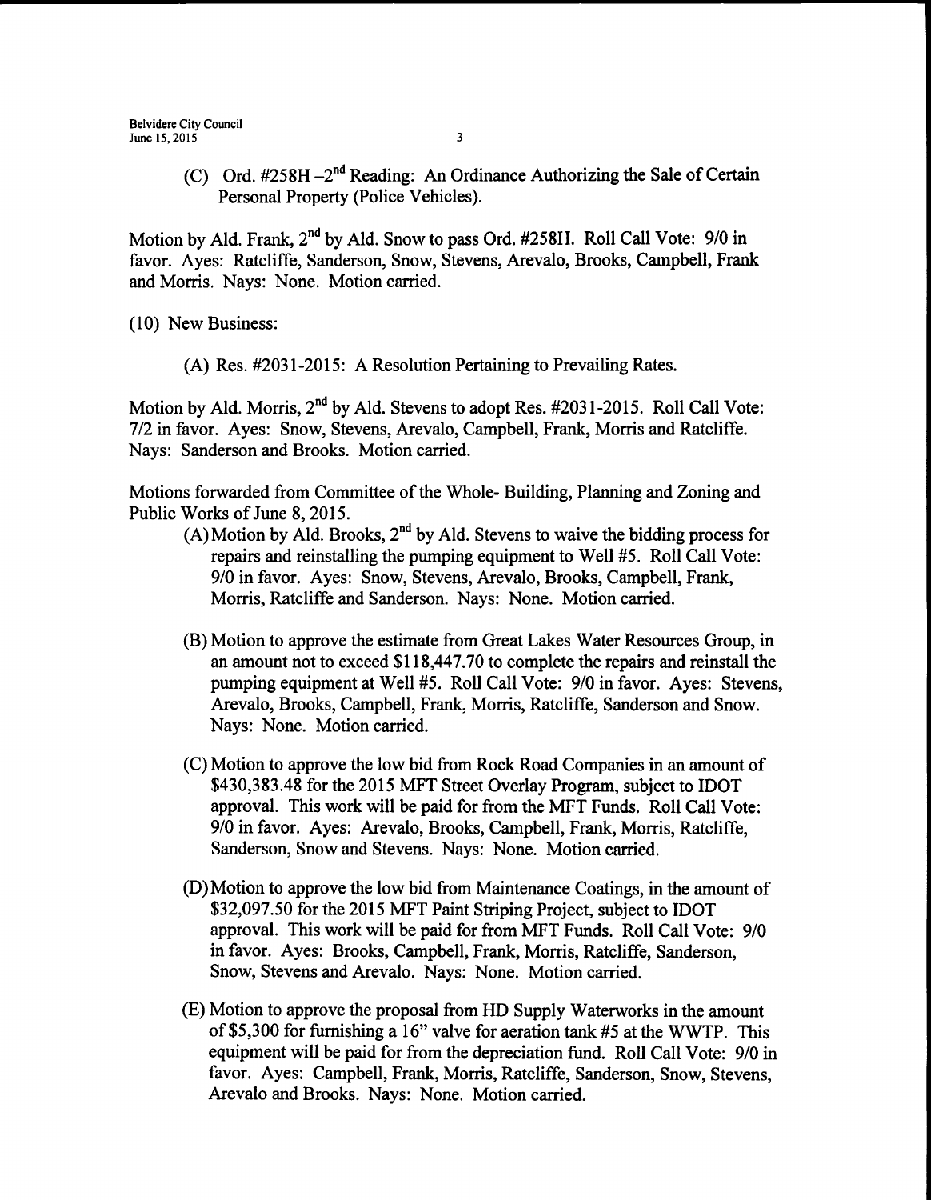(C) Ord. #258H –2nd Reading: An Ordinance Authorizing the Sale of Certain Personal Property (Police Vehicles).

Motion by Ald. Frank, 2nd by Ald. Snow to pass Ord. #258H. Roll Call Vote: 9/0 in favor. Ayes: Ratcliffe, Sanderson, Snow, Stevens, Arevalo, Brooks, Campbell, Frank and Morris. Nays: None. Motion carried.

(10) New Business:

(A) Res. #2031-2015: A Resolution Pertaining to Prevailing Rates.

Motion by Ald. Morris, 2nd by Ald. Stevens to adopt Res. #2031-2015. Roll Call Vote: 7/2 in favor. Ayes: Snow, Stevens, Arevalo, Campbell, Frank, Morris and Ratcliffe. Nays: Sanderson and Brooks. Motion carried.

Motions forwarded from Committee of the Whole- Building, Planning and Zoning and Public Works of June 8, 2015.

(A) Motion by Ald. Brooks, 2nd by Ald. Stevens to waive the bidding process for repairs and reinstalling the pumping equipment to Well #5. Roll Call Vote: 9/0 in favor. Ayes: Snow, Stevens, Arevalo, Brooks, Campbell, Frank, Morris, Ratcliffe and Sanderson. Nays: None. Motion carried.

(B) Motion to approve the estimate from Great Lakes Water Resources Group, in an amount not to exceed $118,447.70 to complete the repairs and reinstall the pumping equipment at Well #5. Roll Call Vote: 9/0 in favor. Ayes: Stevens, Arevalo, Brooks, Campbell, Frank, Morris, Ratcliffe, Sanderson and Snow. Nays: None. Motion carried.

(C) Motion to approve the low bid from Rock Road Companies in an amount of $430,383.48 for the 2015 MFT Street Overlay Program, subject to IDOT approval. This work will be paid for from the MFT Funds. Roll Call Vote: 9/0 in favor. Ayes: Arevalo, Brooks, Campbell, Frank, Morris, Ratcliffe, Sanderson, Snow and Stevens. Nays: None. Motion carried.

(D) Motion to approve the low bid from Maintenance Coatings, in the amount of $32,097.50 for the 2015 MFT Paint Striping Project, subject to IDOT approval. This work will be paid for from MFT Funds. Roll Call Vote: 9/0 in favor. Ayes: Brooks, Campbell, Frank, Morris, Ratcliffe, Sanderson, Snow, Stevens and Arevalo. Nays: None. Motion carried.

(E) Motion to approve the proposal from HD Supply Waterworks in the amount of $5,300 for furnishing a 16" valve for aeration tank #5 at the WWTP. This equipment will be paid for from the depreciation fund. Roll Call Vote: 9/0 in favor. Ayes: Campbell, Frank, Morris, Ratcliffe, Sanderson, Snow, Stevens, Arevalo and Brooks. Nays: None. Motion carried.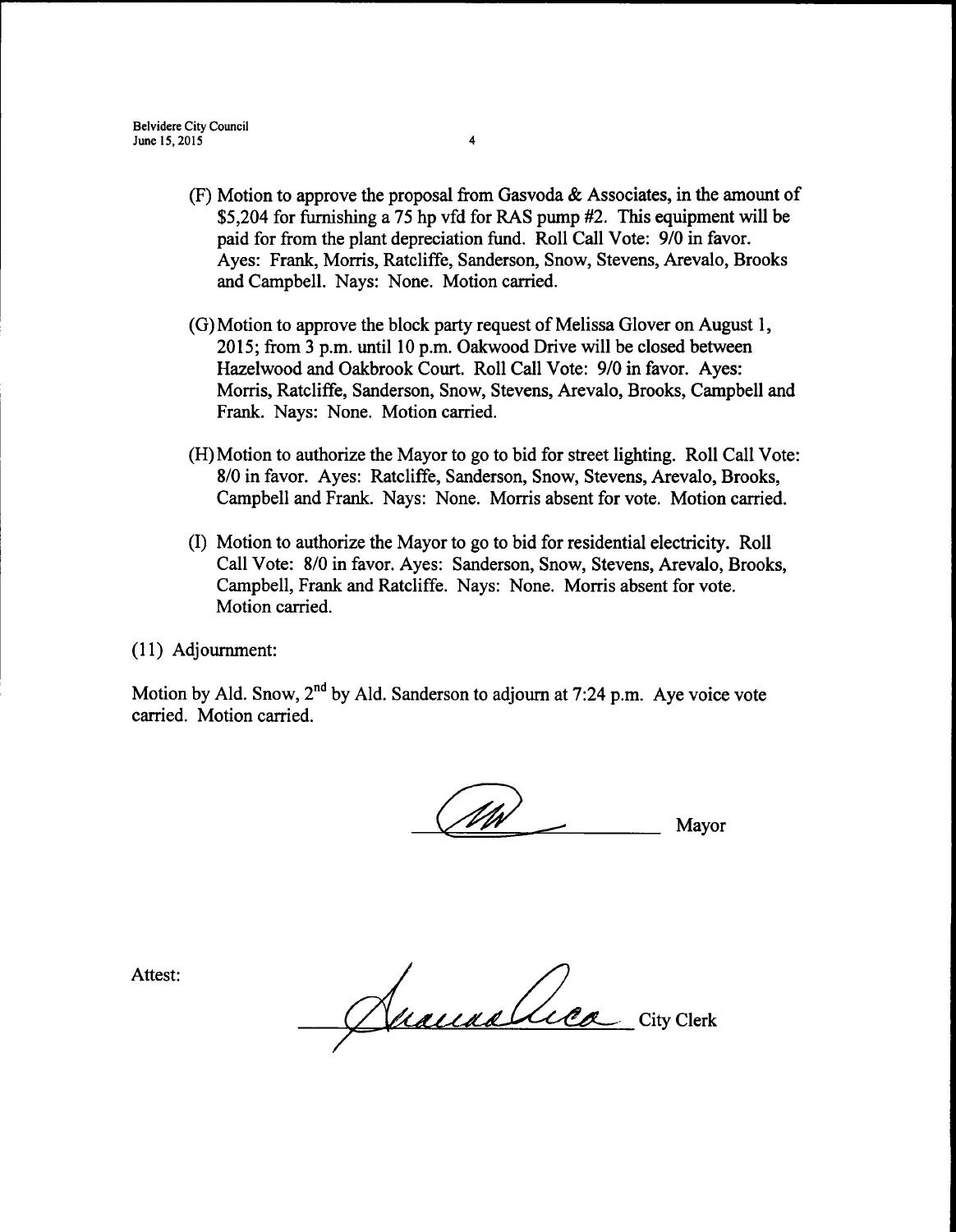(F) Motion to approve the proposal from Gasvoda & Associates, in the amount of $5,204 for furnishing a 75 hp vfd for RAS pump #2. This equipment will be paid for from the plant depreciation fund. Roll Call Vote: 9/0 in favor. Ayes: Frank, Morris, Ratcliffe, Sanderson, Snow, Stevens, Arevalo, Brooks and Campbell. Nays: None. Motion carried.

(G) Motion to approve the block party request of Melissa Glover on August 1, 2015; from 3 p.m. until 10 p.m. Oakwood Drive will be closed between Hazelwood and Oakbrook Court. Roll Call Vote: 9/0 in favor. Ayes: Morris, Ratcliffe, Sanderson, Snow, Stevens, Arevalo, Brooks, Campbell and Frank. Nays: None. Motion carried.

(H) Motion to authorize the Mayor to go to bid for street lighting. Roll Call Vote: 8/0 in favor. Ayes: Ratcliffe, Sanderson, Snow, Stevens, Arevalo, Brooks, Campbell and Frank. Nays: None. Morris absent for vote. Motion carried.

(I) Motion to authorize the Mayor to go to bid for residential electricity. Roll Call Vote: 8/0 in favor. Ayes: Sanderson, Snow, Stevens, Arevalo, Brooks, Campbell, Frank and Ratcliffe. Nays: None. Morris absent for vote. Motion carried.

(11) Adjournment:

Motion by Ald. Snow, 2nd by Ald. Sanderson to adjourn at 7:24 p.m. Aye voice vote carried. Motion carried.

\_\_\_\_\_\_\_\_\_\_\_\_\_\_\_\_\_\_\_\_ Mayor

Attest:

\_\_\_\_\_\_\_\_\_\_\_\_\_\_\_\_\_\_\_\_ City Clerk